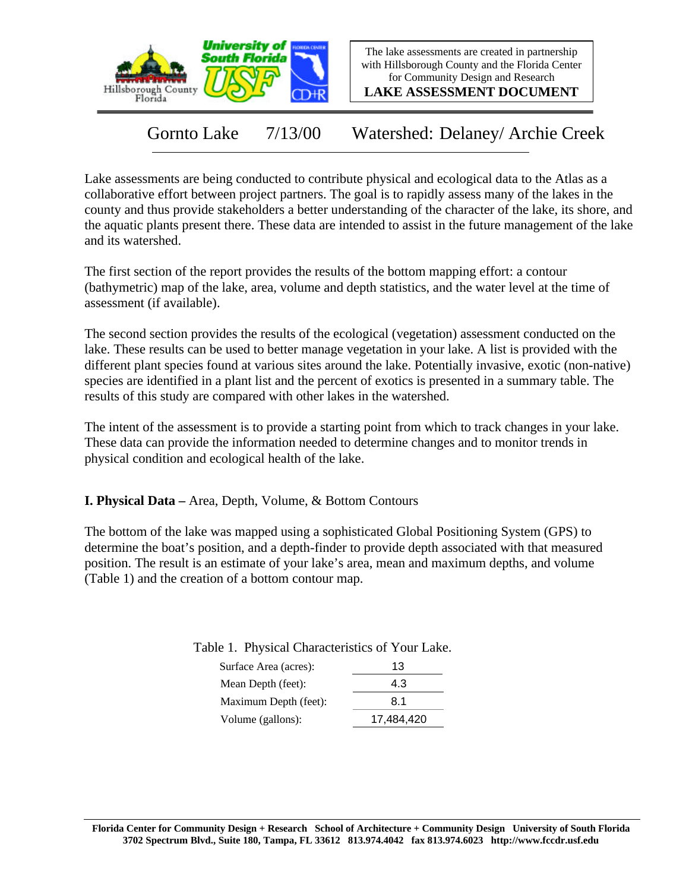The lake assessments are created in partnership with Hillsborough County and the Florida Center for Community Design and Research

**LAKE ASSESSMENT DOCUMENT**

# Gornto Lake 7/13/00 Watershed: Delaney/ Archie Creek

Lake assessments are being conducted to contribute physical and ecological data to the Atlas as a collaborative effort between project partners. The goal is to rapidly assess many of the lakes in the county and thus provide stakeholders a better understanding of the character of the lake, its shore, and the aquatic plants present there. These data are intended to assist in the future management of the lake and its watershed.

The first section of the report provides the results of the bottom mapping effort: a contour (bathymetric) map of the lake, area, volume and depth statistics, and the water level at the time of assessment (if available).

The second section provides the results of the ecological (vegetation) assessment conducted on the lake. These results can be used to better manage vegetation in your lake. A list is provided with the different plant species found at various sites around the lake. Potentially invasive, exotic (non-native) species are identified in a plant list and the percent of exotics is presented in a summary table. The results of this study are compared with other lakes in the watershed.

The intent of the assessment is to provide a starting point from which to track changes in your lake. These data can provide the information needed to determine changes and to monitor trends in physical condition and ecological health of the lake.

## I. Physical Data – Area, Depth, Volume, & Bottom Contours

The bottom of the lake was mapped using a sophisticated Global Positioning System (GPS) to determine the boat's position, and a depth-finder to provide depth associated with that measured position. The result is an estimate of your lake's area, mean and maximum depths, and volume (Table 1) and the creation of a bottom contour map.

Table 1. Physical Characteristics of Your Lake.

| | |
|---|---|
| Surface Area (acres): | 13 |
| Mean Depth (feet): | 4.3 |
| Maximum Depth (feet): | 8.1 |
| Volume (gallons): | 17,484,420 |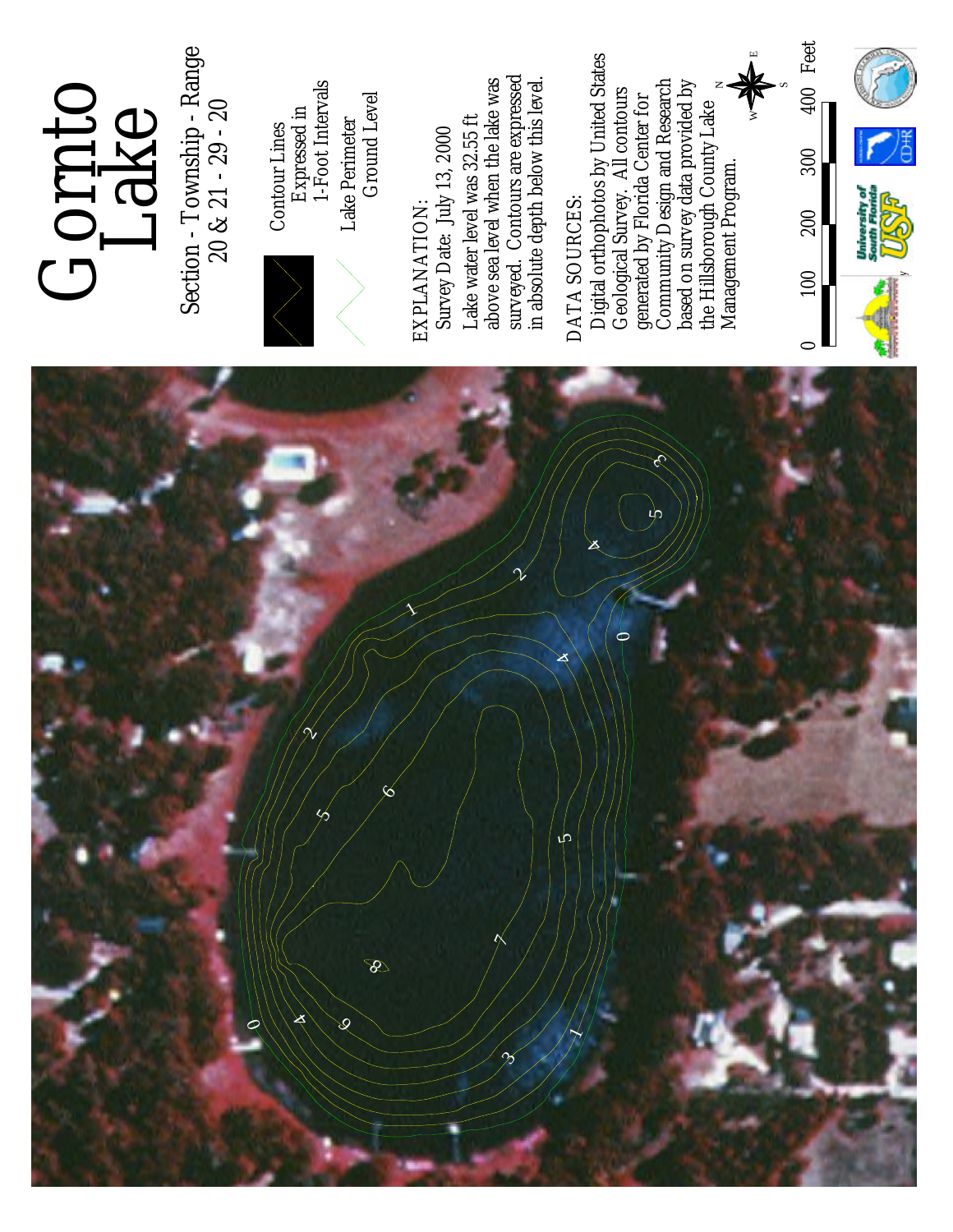# Gornto Lake

Section - Township - Range
20 & 21 - 29 - 20

Contour Lines Expressed in 1-Foot Intervals

Lake Perimeter Ground Level

EXPLANATION:
Survey Date: July 13, 2000
Lake water level was 32.55 ft above sea level when the lake was surveyed. Contours are expressed in absolute depth below this level.

DATA SOURCES:
Digital orthophotos by United States Geological Survey. All contours generated by Florida Center for Community Design and Research based on survey data provided by the Hillsborough County Lake Management Program.

0 100 200 300 400 Feet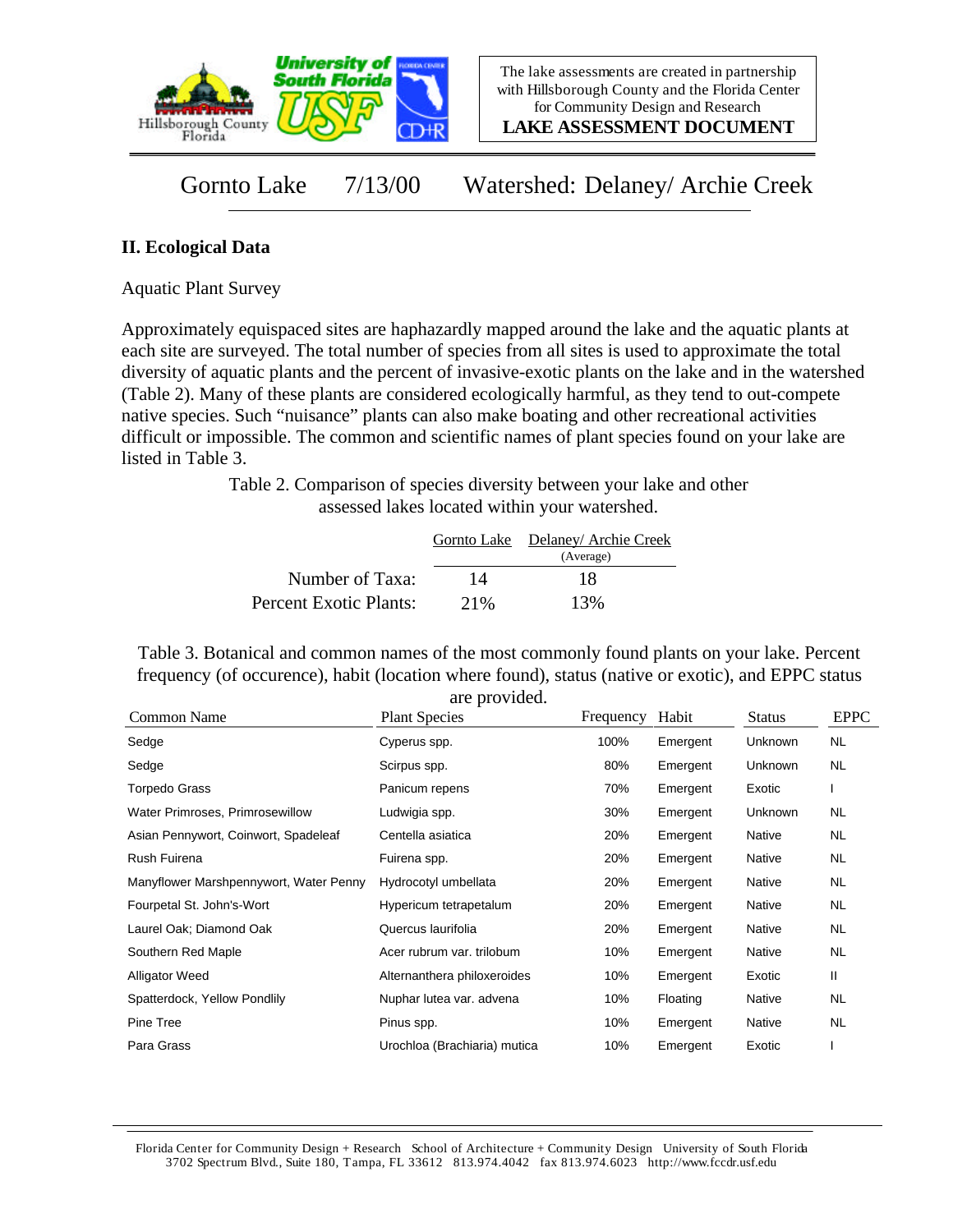Gornto Lake 7/13/00 Watershed: Delaney/ Archie Creek

## II. Ecological Data

Aquatic Plant Survey

Approximately equispaced sites are haphazardly mapped around the lake and the aquatic plants at each site are surveyed. The total number of species from all sites is used to approximate the total diversity of aquatic plants and the percent of invasive-exotic plants on the lake and in the watershed (Table 2). Many of these plants are considered ecologically harmful, as they tend to out-compete native species. Such "nuisance" plants can also make boating and other recreational activities difficult or impossible. The common and scientific names of plant species found on your lake are listed in Table 3.

Table 2. Comparison of species diversity between your lake and other assessed lakes located within your watershed.

| | Gornto Lake | Delaney/ Archie Creek (Average) |
|---|---|---|
| Number of Taxa: | 14 | 18 |
| Percent Exotic Plants: | 21% | 13% |

Table 3. Botanical and common names of the most commonly found plants on your lake. Percent frequency (of occurence), habit (location where found), status (native or exotic), and EPPC status are provided.

| Common Name | Plant Species | Frequency | Habit | Status | EPPC |
|---|---|---|---|---|---|
| Sedge | Cyperus spp. | 100% | Emergent | Unknown | NL |
| Sedge | Scirpus spp. | 80% | Emergent | Unknown | NL |
| Torpedo Grass | Panicum repens | 70% | Emergent | Exotic | I |
| Water Primroses, Primrosewillow | Ludwigia spp. | 30% | Emergent | Unknown | NL |
| Asian Pennywort, Coinwort, Spadeleaf | Centella asiatica | 20% | Emergent | Native | NL |
| Rush Fuirena | Fuirena spp. | 20% | Emergent | Native | NL |
| Manyflower Marshpennywort, Water Penny | Hydrocotyl umbellata | 20% | Emergent | Native | NL |
| Fourpetal St. John's-Wort | Hypericum tetrapetalum | 20% | Emergent | Native | NL |
| Laurel Oak; Diamond Oak | Quercus laurifolia | 20% | Emergent | Native | NL |
| Southern Red Maple | Acer rubrum var. trilobum | 10% | Emergent | Native | NL |
| Alligator Weed | Alternanthera philoxeroides | 10% | Emergent | Exotic | II |
| Spatterdock, Yellow Pondlily | Nuphar lutea var. advena | 10% | Floating | Native | NL |
| Pine Tree | Pinus spp. | 10% | Emergent | Native | NL |
| Para Grass | Urochloa (Brachiaria) mutica | 10% | Emergent | Exotic | I |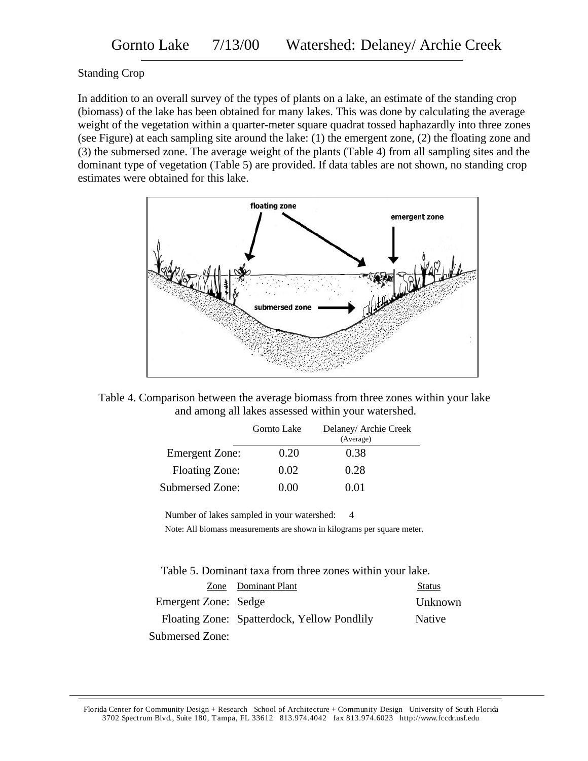Standing Crop

In addition to an overall survey of the types of plants on a lake, an estimate of the standing crop (biomass) of the lake has been obtained for many lakes. This was done by calculating the average weight of the vegetation within a quarter-meter square quadrat tossed haphazardly into three zones (see Figure) at each sampling site around the lake: (1) the emergent zone, (2) the floating zone and (3) the submersed zone. The average weight of the plants (Table 4) from all sampling sites and the dominant type of vegetation (Table 5) are provided. If data tables are not shown, no standing crop estimates were obtained for this lake.

floating zone

emergent zone

submersed zone

Table 4. Comparison between the average biomass from three zones within your lake and among all lakes assessed within your watershed.

| | Gornto Lake | Delaney/ Archie Creek (Average) |
|---|---|---|
| Emergent Zone: | 0.20 | 0.38 |
| Floating Zone: | 0.02 | 0.28 |
| Submersed Zone: | 0.00 | 0.01 |

Number of lakes sampled in your watershed: 4

Note: All biomass measurements are shown in kilograms per square meter.

Table 5. Dominant taxa from three zones within your lake.

| Zone | Dominant Plant | Status |
|---|---|---|
| Emergent Zone: | Sedge | Unknown |
| Floating Zone: | Spatterdock, Yellow Pondlily | Native |
| Submersed Zone: | | |